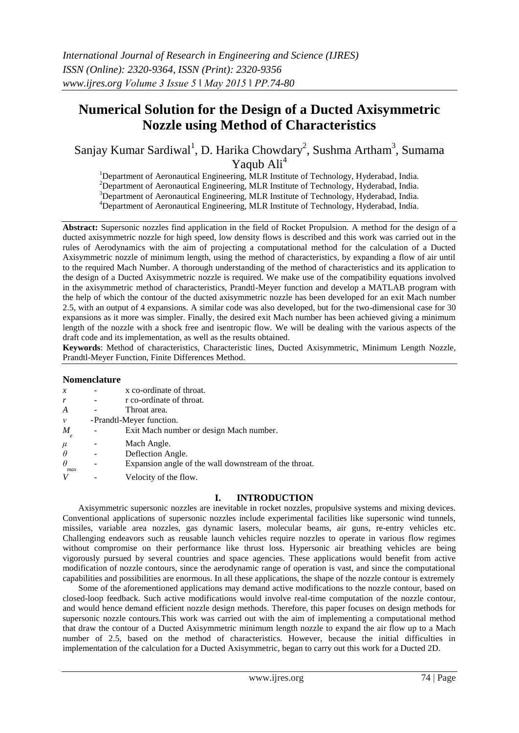# Numerical Solution for the Design of a Ducted Axisymmetric Nozzle using Method of Characteristics

Sanjay Kumar Sardiwal[1], D. Harika Chowdary[2], Sushma Artham[3], Sumama Yaqub Ali[4]

[1]Department of Aeronautical Engineering, MLR Institute of Technology, Hyderabad, India.
[2]Department of Aeronautical Engineering, MLR Institute of Technology, Hyderabad, India.
[3]Department of Aeronautical Engineering, MLR Institute of Technology, Hyderabad, India.
[4]Department of Aeronautical Engineering, MLR Institute of Technology, Hyderabad, India.

**Abstract:** Supersonic nozzles find application in the field of Rocket Propulsion. A method for the design of a ducted axisymmetric nozzle for high speed, low density flows is described and this work was carried out in the rules of Aerodynamics with the aim of projecting a computational method for the calculation of a Ducted Axisymmetric nozzle of minimum length, using the method of characteristics, by expanding a flow of air until to the required Mach Number. A thorough understanding of the method of characteristics and its application to the design of a Ducted Axisymmetric nozzle is required. We make use of the compatibility equations involved in the axisymmetric method of characteristics, Prandtl-Meyer function and develop a MATLAB program with the help of which the contour of the ducted axisymmetric nozzle has been developed for an exit Mach number 2.5, with an output of 4 expansions. A similar code was also developed, but for the two-dimensional case for 30 expansions as it more was simpler. Finally, the desired exit Mach number has been achieved giving a minimum length of the nozzle with a shock free and isentropic flow. We will be dealing with the various aspects of the draft code and its implementation, as well as the results obtained.

**Keywords**: Method of characteristics, Characteristic lines, Ducted Axisymmetric, Minimum Length Nozzle, Prandtl-Meyer Function, Finite Differences Method.

## Nomenclature

| | | |
|---|---|---|
| $x$ | - | x co-ordinate of throat. |
| $r$ | - | r co-ordinate of throat. |
| $A$ | - | Throat area. |
| $\nu$ | - | Prandtl-Meyer function. |
| $M_e$ | - | Exit Mach number or design Mach number. |
| $\mu$ | - | Mach Angle. |
| $\theta$ | - | Deflection Angle. |
| $\theta_{max}$ | - | Expansion angle of the wall downstream of the throat. |
| $V$ | - | Velocity of the flow. |

## I. INTRODUCTION

Axisymmetric supersonic nozzles are inevitable in rocket nozzles, propulsive systems and mixing devices. Conventional applications of supersonic nozzles include experimental facilities like supersonic wind tunnels, missiles, variable area nozzles, gas dynamic lasers, molecular beams, air guns, re-entry vehicles etc. Challenging endeavors such as reusable launch vehicles require nozzles to operate in various flow regimes without compromise on their performance like thrust loss. Hypersonic air breathing vehicles are being vigorously pursued by several countries and space agencies. These applications would benefit from active modification of nozzle contours, since the aerodynamic range of operation is vast, and since the computational capabilities and possibilities are enormous. In all these applications, the shape of the nozzle contour is extremely

Some of the aforementioned applications may demand active modifications to the nozzle contour, based on closed-loop feedback. Such active modifications would involve real-time computation of the nozzle contour, and would hence demand efficient nozzle design methods. Therefore, this paper focuses on design methods for supersonic nozzle contours.This work was carried out with the aim of implementing a computational method that draw the contour of a Ducted Axisymmetric minimum length nozzle to expand the air flow up to a Mach number of 2.5, based on the method of characteristics. However, because the initial difficulties in implementation of the calculation for a Ducted Axisymmetric, began to carry out this work for a Ducted 2D.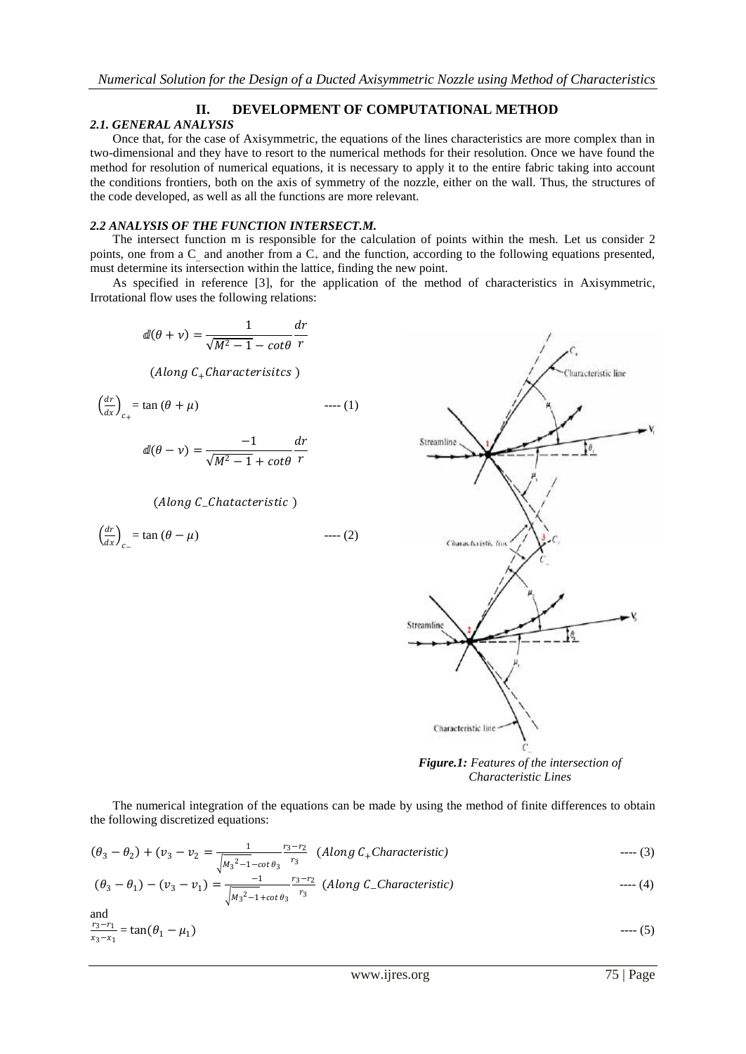## II. DEVELOPMENT OF COMPUTATIONAL METHOD

### *2.1. GENERAL ANALYSIS*

Once that, for the case of Axisymmetric, the equations of the lines characteristics are more complex than in two-dimensional and they have to resort to the numerical methods for their resolution. Once we have found the method for resolution of numerical equations, it is necessary to apply it to the entire fabric taking into account the conditions frontiers, both on the axis of symmetry of the nozzle, either on the wall. Thus, the structures of the code developed, as well as all the functions are more relevant.

### *2.2 ANALYSIS OF THE FUNCTION INTERSECT.M.*

The intersect function m is responsible for the calculation of points within the mesh. Let us consider 2 points, one from a $C_-$ and another from a $C_+$ and the function, according to the following equations presented, must determine its intersection within the lattice, finding the new point.

As specified in reference [3], for the application of the method of characteristics in Axisymmetric, Irrotational flow uses the following relations:

$$d(\theta + \nu) = \frac{1}{\sqrt{M^2 - 1} - cot\theta}\frac{dr}{r}$$

$(Along\ C_+ Characterisitcs\ )$

$$\left(\frac{dr}{dx}\right)_{c_+} = \tan(\theta + \mu) \qquad \text{---- (1)}$$

$$d(\theta - \nu) = \frac{-1}{\sqrt{M^2 - 1} + cot\theta}\frac{dr}{r}$$

$(Along\ C\_Chatacteristic\ )$

$$\left(\frac{dr}{dx}\right)_{c_-} = \tan(\theta - \mu) \qquad \text{---- (2)}$$

*Figure.1: Features of the intersection of Characteristic Lines*

The numerical integration of the equations can be made by using the method of finite differences to obtain the following discretized equations:

$$(\theta_3 - \theta_2) + (v_3 - v_2) = \frac{1}{\sqrt{{M_3}^2 - 1} - cot\,\theta_3}\frac{r_3 - r_2}{r_3} \quad (Along\ C_+ Characteristic) \qquad \text{---- (3)}$$

$$(\theta_3 - \theta_1) - (v_3 - v_1) = \frac{-1}{\sqrt{{M_3}^2 - 1} + cot\,\theta_3}\frac{r_3 - r_2}{r_3} \quad (Along\ C\_Characteristic) \qquad \text{---- (4)}$$

and

$$\frac{r_3 - r_1}{x_3 - x_1} = \tan(\theta_1 - \mu_1) \qquad \text{---- (5)}$$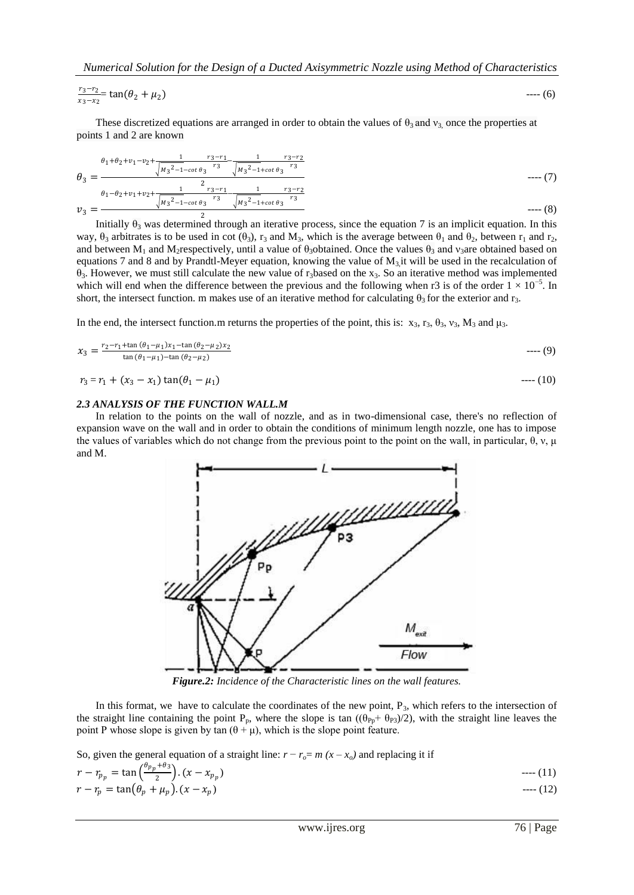$$\frac{r_3-r_2}{x_3-x_2}=\tan(\theta_2+\mu_2) \quad \text{---- (6)}$$

These discretized equations are arranged in order to obtain the values of $\theta_3$ and $v_3$, once the properties at points 1 and 2 are known

$$\theta_3=\frac{\theta_1+\theta_2+v_1-v_2+\frac{1}{\sqrt{M_3{}^2-1}-\cot\theta_3}\frac{r_3-r_1}{r_3}-\frac{1}{\sqrt{M_3{}^2-1}+\cot\theta_3}\frac{r_3-r_2}{r_3}}{2} \quad \text{---- (7)}$$

$$v_3=\frac{\theta_1-\theta_2+v_1+v_2+\frac{1}{\sqrt{M_3{}^2-1}-\cot\theta_3}\frac{r_3-r_1}{r_3}-\frac{1}{\sqrt{M_3{}^2-1}+\cot\theta_3}\frac{r_3-r_2}{r_3}}{2} \quad \text{---- (8)}$$

Initially $\theta_3$ was determined through an iterative process, since the equation 7 is an implicit equation. In this way, $\theta_3$ arbitrates is to be used in cot ($\theta_3$), $r_3$ and $M_3$, which is the average between $\theta_1$ and $\theta_2$, between $r_1$ and $r_2$, and between $M_1$ and $M_2$respectively, until a value of $\theta_3$obtained. Once the values $\theta_3$ and $v_3$are obtained based on equations 7 and 8 and by Prandtl-Meyer equation, knowing the value of $M_3$ it will be used in the recalculation of $\theta_3$. However, we must still calculate the new value of $r_3$based on the $x_3$. So an iterative method was implemented which will end when the difference between the previous and the following when r3 is of the order $1 \times 10^{-5}$. In short, the intersect function. m makes use of an iterative method for calculating $\theta_3$ for the exterior and $r_3$.

In the end, the intersect function.m returns the properties of the point, this is: $x_3$, $r_3$, $\theta_3$, $v_3$, $M_3$ and $\mu_3$.

$$x_3=\frac{r_2-r_1+\tan(\theta_1-\mu_1)x_1-\tan(\theta_2-\mu_2)x_2}{\tan(\theta_1-\mu_1)-\tan(\theta_2-\mu_2)} \quad \text{---- (9)}$$

$$r_3=r_1+(x_3-x_1)\tan(\theta_1-\mu_1) \quad \text{---- (10)}$$

### *2.3 ANALYSIS OF THE FUNCTION WALL.M*

In relation to the points on the wall of nozzle, and as in two-dimensional case, there's no reflection of expansion wave on the wall and in order to obtain the conditions of minimum length nozzle, one has to impose the values of variables which do not change from the previous point to the point on the wall, in particular, $\theta$, $v$, $\mu$ and M.

***Figure.2:*** *Incidence of the Characteristic lines on the wall features.*

In this format, we have to calculate the coordinates of the new point, $P_3$, which refers to the intersection of the straight line containing the point $P_p$, where the slope is tan $((\theta_{Pp}+\theta_{P3})/2)$, with the straight line leaves the point P whose slope is given by tan $(\theta+\mu)$, which is the slope point feature.

So, given the general equation of a straight line: $r - r_o = m\,(x - x_o)$ and replacing it if

$$r-r_{p_p}=\tan\left(\frac{\theta_{p_p}+\theta_3}{2}\right).(x-x_{p_p}) \quad \text{---- (11)}$$

$$r-r_p=\tan(\theta_p+\mu_p).(x-x_p) \quad \text{---- (12)}$$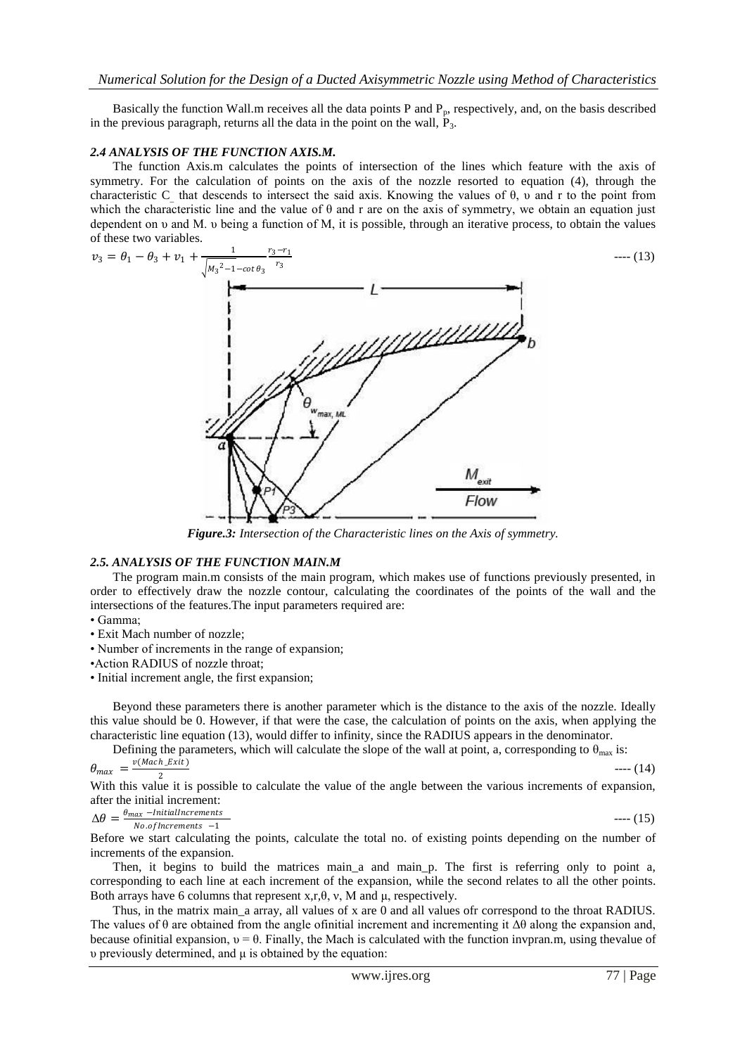Basically the function Wall.m receives all the data points P and $P_p$, respectively, and, on the basis described in the previous paragraph, returns all the data in the point on the wall, $P_3$.

### *2.4 ANALYSIS OF THE FUNCTION AXIS.M.*

The function Axis.m calculates the points of intersection of the lines which feature with the axis of symmetry. For the calculation of points on the axis of the nozzle resorted to equation (4), through the characteristic $C_-$ that descends to intersect the said axis. Knowing the values of θ, υ and r to the point from which the characteristic line and the value of θ and r are on the axis of symmetry, we obtain an equation just dependent on υ and M. υ being a function of M, it is possible, through an iterative process, to obtain the values of these two variables.

$$v_3 = \theta_1 - \theta_3 + v_1 + \frac{1}{\sqrt{{M_3}^2 - 1} - \cot\theta_3}\frac{r_3 - r_1}{r_3} \quad \text{---- (13)}$$

*Figure.3: Intersection of the Characteristic lines on the Axis of symmetry.*

### *2.5. ANALYSIS OF THE FUNCTION MAIN.M*

The program main.m consists of the main program, which makes use of functions previously presented, in order to effectively draw the nozzle contour, calculating the coordinates of the points of the wall and the intersections of the features.The input parameters required are:

- Gamma;
- Exit Mach number of nozzle;
- Number of increments in the range of expansion;
- Action RADIUS of nozzle throat;
- Initial increment angle, the first expansion;

Beyond these parameters there is another parameter which is the distance to the axis of the nozzle. Ideally this value should be 0. However, if that were the case, the calculation of points on the axis, when applying the characteristic line equation (13), would differ to infinity, since the RADIUS appears in the denominator.

Defining the parameters, which will calculate the slope of the wall at point, a, corresponding to $\theta_{max}$ is:

$$\theta_{max} = \frac{v(Mach\_Exit)}{2} \quad \text{---- (14)}$$

With this value it is possible to calculate the value of the angle between the various increments of expansion, after the initial increment:

$$\Delta\theta = \frac{\theta_{max} - InitialIncrements}{No.of Increments - 1} \quad \text{---- (15)}$$

Before we start calculating the points, calculate the total no. of existing points depending on the number of increments of the expansion.

Then, it begins to build the matrices main_a and main_p. The first is referring only to point a, corresponding to each line at each increment of the expansion, while the second relates to all the other points. Both arrays have 6 columns that represent x,r,θ, v, M and μ, respectively.

Thus, in the matrix main_a array, all values of x are 0 and all values ofr correspond to the throat RADIUS. The values of θ are obtained from the angle ofinitial increment and incrementing it Δθ along the expansion and, because ofinitial expansion, υ = θ. Finally, the Mach is calculated with the function invpran.m, using thevalue of υ previously determined, and μ is obtained by the equation: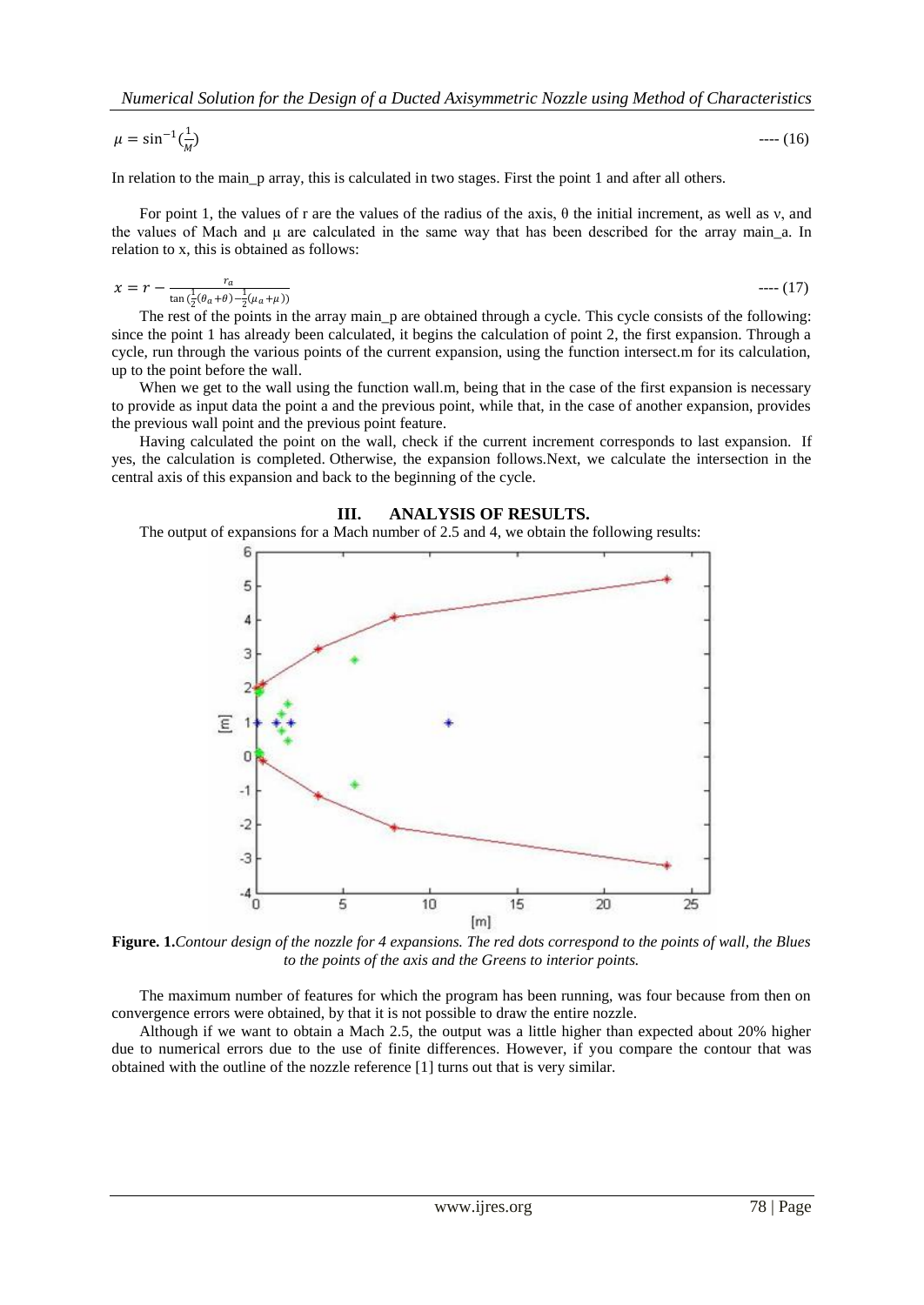$$\mu = \sin^{-1}(\frac{1}{M}) \quad \text{---- (16)}$$

In relation to the main_p array, this is calculated in two stages. First the point 1 and after all others.

For point 1, the values of r are the values of the radius of the axis, θ the initial increment, as well as ν, and the values of Mach and μ are calculated in the same way that has been described for the array main_a. In relation to x, this is obtained as follows:

$$x = r - \frac{r_a}{\tan(\frac{1}{2}(\theta_a + \theta) - \frac{1}{2}(\mu_a + \mu))} \quad \text{---- (17)}$$

The rest of the points in the array main_p are obtained through a cycle. This cycle consists of the following: since the point 1 has already been calculated, it begins the calculation of point 2, the first expansion. Through a cycle, run through the various points of the current expansion, using the function intersect.m for its calculation, up to the point before the wall.

When we get to the wall using the function wall.m, being that in the case of the first expansion is necessary to provide as input data the point a and the previous point, while that, in the case of another expansion, provides the previous wall point and the previous point feature.

Having calculated the point on the wall, check if the current increment corresponds to last expansion. If yes, the calculation is completed. Otherwise, the expansion follows.Next, we calculate the intersection in the central axis of this expansion and back to the beginning of the cycle.

## III. ANALYSIS OF RESULTS.

The output of expansions for a Mach number of 2.5 and 4, we obtain the following results:

**Figure. 1.** *Contour design of the nozzle for 4 expansions. The red dots correspond to the points of wall, the Blues to the points of the axis and the Greens to interior points.*

The maximum number of features for which the program has been running, was four because from then on convergence errors were obtained, by that it is not possible to draw the entire nozzle.

Although if we want to obtain a Mach 2.5, the output was a little higher than expected about 20% higher due to numerical errors due to the use of finite differences. However, if you compare the contour that was obtained with the outline of the nozzle reference [1] turns out that is very similar.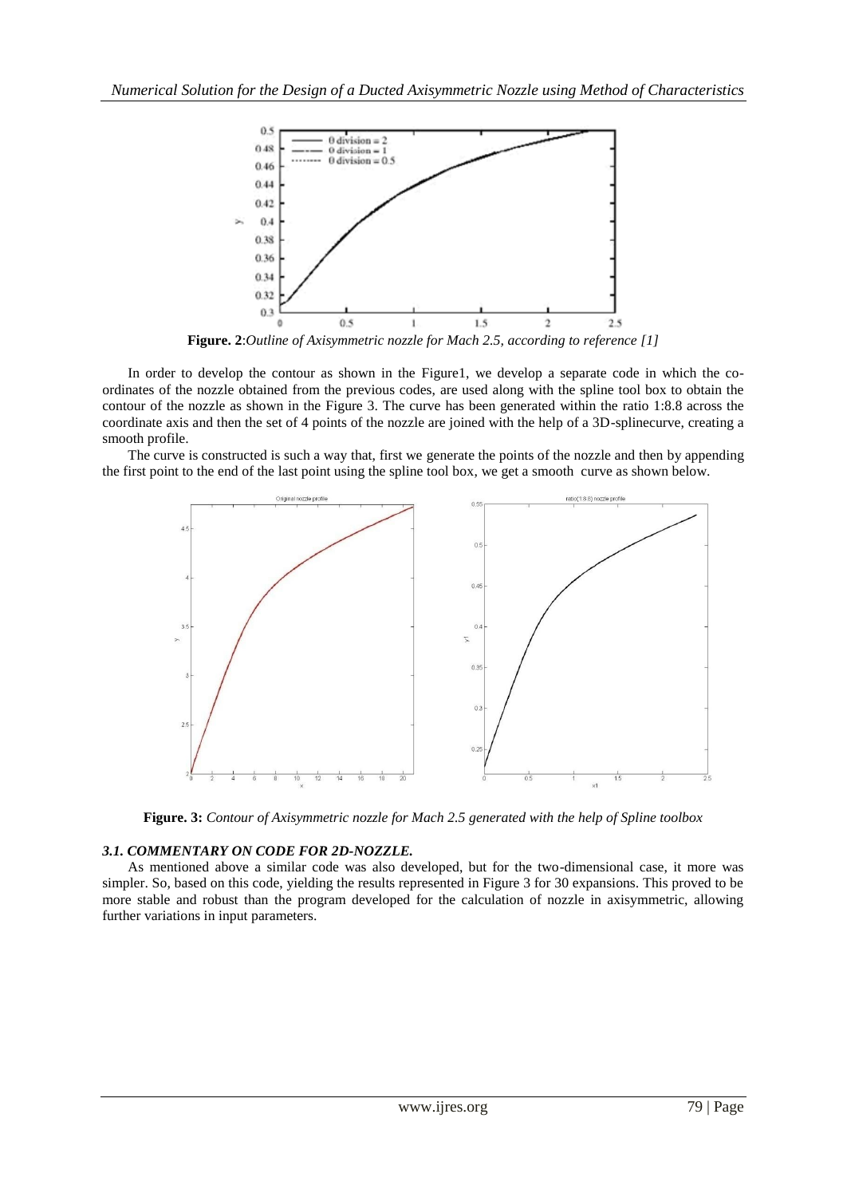**Figure. 2**:*Outline of Axisymmetric nozzle for Mach 2.5, according to reference [1]*

In order to develop the contour as shown in the Figure1, we develop a separate code in which the co-ordinates of the nozzle obtained from the previous codes, are used along with the spline tool box to obtain the contour of the nozzle as shown in the Figure 3. The curve has been generated within the ratio 1:8.8 across the coordinate axis and then the set of 4 points of the nozzle are joined with the help of a 3D-splinecurve, creating a smooth profile.

The curve is constructed is such a way that, first we generate the points of the nozzle and then by appending the first point to the end of the last point using the spline tool box, we get a smooth curve as shown below.

**Figure. 3:** *Contour of Axisymmetric nozzle for Mach 2.5 generated with the help of Spline toolbox*

### *3.1. COMMENTARY ON CODE FOR 2D-NOZZLE.*

As mentioned above a similar code was also developed, but for the two-dimensional case, it more was simpler. So, based on this code, yielding the results represented in Figure 3 for 30 expansions. This proved to be more stable and robust than the program developed for the calculation of nozzle in axisymmetric, allowing further variations in input parameters.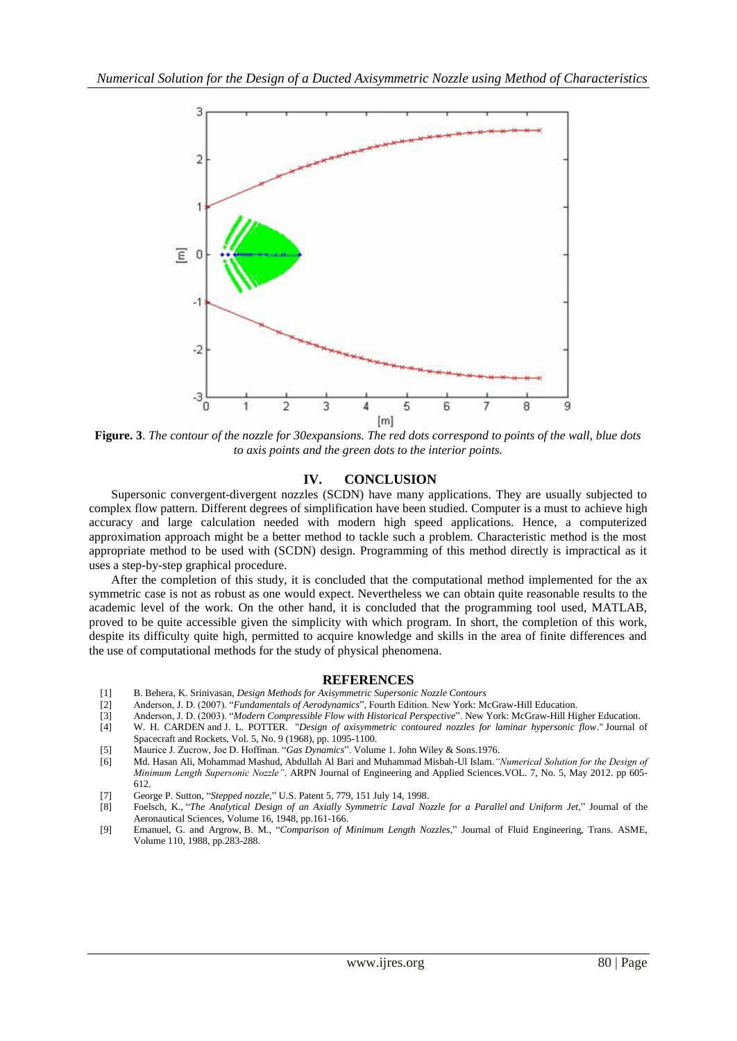3
2
1
[m] 0
-1
-2
-3
0 1 2 3 4 5 6 7 8 9
[m]

**Figure. 3**. *The contour of the nozzle for 30expansions. The red dots correspond to points of the wall, blue dots to axis points and the green dots to the interior points.*

## IV. CONCLUSION

Supersonic convergent-divergent nozzles (SCDN) have many applications. They are usually subjected to complex flow pattern. Different degrees of simplification have been studied. Computer is a must to achieve high accuracy and large calculation needed with modern high speed applications. Hence, a computerized approximation approach might be a better method to tackle such a problem. Characteristic method is the most appropriate method to be used with (SCDN) design. Programming of this method directly is impractical as it uses a step-by-step graphical procedure.

After the completion of this study, it is concluded that the computational method implemented for the ax symmetric case is not as robust as one would expect. Nevertheless we can obtain quite reasonable results to the academic level of the work. On the other hand, it is concluded that the programming tool used, MATLAB, proved to be quite accessible given the simplicity with which program. In short, the completion of this work, despite its difficulty quite high, permitted to acquire knowledge and skills in the area of finite differences and the use of computational methods for the study of physical phenomena.

## REFERENCES

[1] B. Behera, K. Srinivasan, *Design Methods for Axisymmetric Supersonic Nozzle Contours*

[2] Anderson, J. D. (2007). "*Fundamentals of Aerodynamics*", Fourth Edition. New York: McGraw-Hill Education.

[3] Anderson, J. D. (2003). "*Modern Compressible Flow with Historical Perspective*". New York: McGraw-Hill Higher Education.

[4] W. H. CARDEN and J. L. POTTER. "*Design of axisymmetric contoured nozzles for laminar hypersonic flow*." Journal of Spacecraft and Rockets, Vol. 5, No. 9 (1968), pp. 1095-1100.

[5] Maurice J. Zucrow, Joe D. Hoffman. "*Gas Dynamics*". Volume 1. John Wiley & Sons.1976.

[6] Md. Hasan Ali, Mohammad Mashud, Abdullah Al Bari and Muhammad Misbah-Ul Islam.*"Numerical Solution for the Design of Minimum Length Supersonic Nozzle"*. ARPN Journal of Engineering and Applied Sciences.VOL. 7, No. 5, May 2012. pp 605-612.

[7] George P. Sutton, "*Stepped nozzle*," U.S. Patent 5, 779, 151 July 14, 1998.

[8] Foelsch, K., "*The Analytical Design of an Axially Symmetric Laval Nozzle for a Parallel and Uniform Jet*," Journal of the Aeronautical Sciences, Volume 16, 1948, pp.161-166.

[9] Emanuel, G. and Argrow, B. M., "*Comparison of Minimum Length Nozzles*," Journal of Fluid Engineering, Trans. ASME, Volume 110, 1988, pp.283-288.